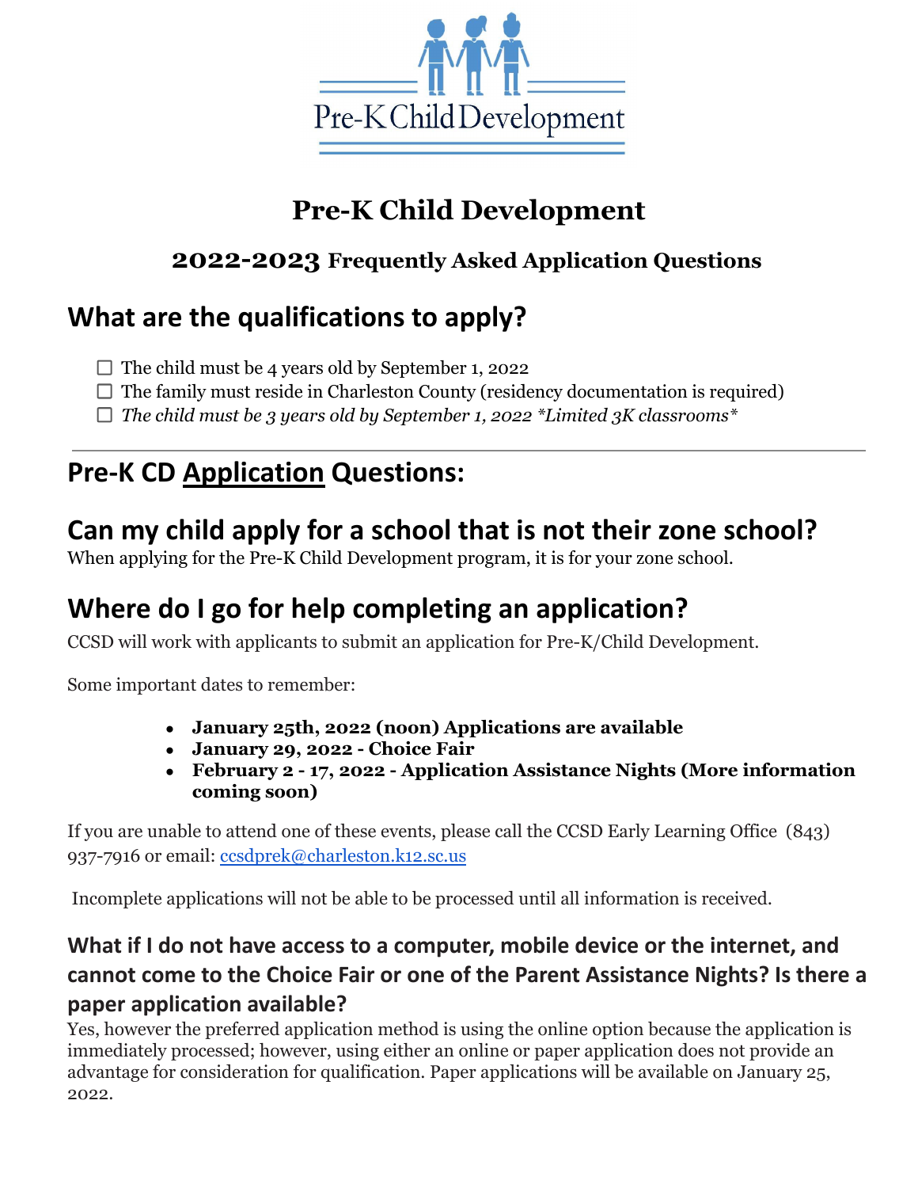# Pre-K Child Development

## 2022-2023 Frequently Asked Application Questions

## What are the qualifications to apply?

- ☐ The child must be 4 years old by September 1, 2022
- ☐ The family must reside in Charleston County (residency documentation is required)
- ☐ *The child must be 3 years old by September 1, 2022 *Limited 3K classrooms**

---

## Pre-K CD <u>Application</u> Questions:

## Can my child apply for a school that is not their zone school?

When applying for the Pre-K Child Development program, it is for your zone school.

## Where do I go for help completing an application?

CCSD will work with applicants to submit an application for Pre-K/Child Development.

Some important dates to remember:

- **January 25th, 2022 (noon) Applications are available**
- **January 29, 2022 - Choice Fair**
- **February 2 - 17, 2022 - Application Assistance Nights (More information coming soon)**

If you are unable to attend one of these events, please call the CCSD Early Learning Office (843) 937-7916 or email: ccsdprek@charleston.k12.sc.us

Incomplete applications will not be able to be processed until all information is received.

### What if I do not have access to a computer, mobile device or the internet, and cannot come to the Choice Fair or one of the Parent Assistance Nights? Is there a paper application available?

Yes, however the preferred application method is using the online option because the application is immediately processed; however, using either an online or paper application does not provide an advantage for consideration for qualification. Paper applications will be available on January 25, 2022.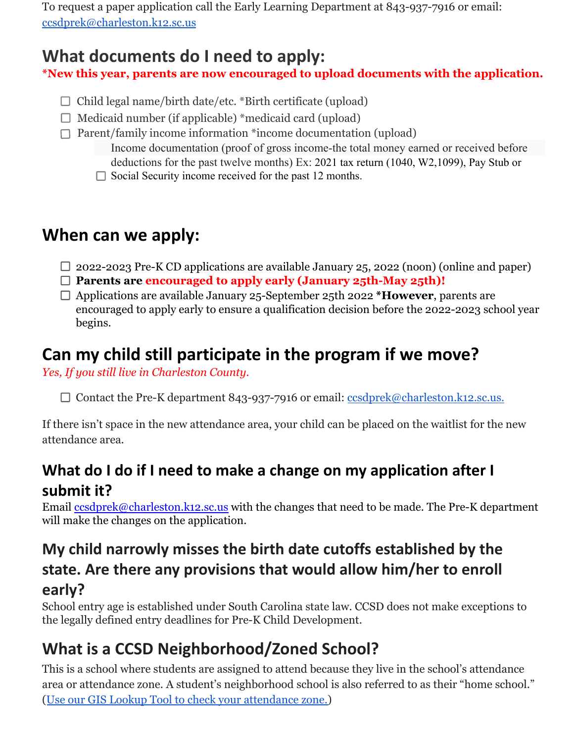To request a paper application call the Early Learning Department at 843-937-7916 or email: [ccsdprek@charleston.k12.sc.us](mailto:ccsdprek@charleston.k12.sc.us)

## What documents do I need to apply:

**\*New this year, parents are now encouraged to upload documents with the application.**

- ☐ Child legal name/birth date/etc. *Birth certificate (upload)
- ☐ Medicaid number (if applicable) *medicaid card (upload)
- ☐ Parent/family income information *income documentation (upload)
  - ☐ Income documentation (proof of gross income-the total money earned or received before deductions for the past twelve months) Ex: 2021 tax return (1040, W2,1099), Pay Stub or Social Security income received for the past 12 months.

## When can we apply:

- ☐ 2022-2023 Pre-K CD applications are available January 25, 2022 (noon) (online and paper)
- ☐ **Parents are encouraged to apply early (January 25th-May 25th)!**
- ☐ Applications are available January 25-September 25th 2022 ***However**, parents are encouraged to apply early to ensure a qualification decision before the 2022-2023 school year begins.

## Can my child still participate in the program if we move?

*Yes, If you still live in Charleston County.*

- ☐ Contact the Pre-K department 843-937-7916 or email: [ccsdprek@charleston.k12.sc.us.](mailto:ccsdprek@charleston.k12.sc.us)

If there isn't space in the new attendance area, your child can be placed on the waitlist for the new attendance area.

## What do I do if I need to make a change on my application after I submit it?

Email [ccsdprek@charleston.k12.sc.us](mailto:ccsdprek@charleston.k12.sc.us) with the changes that need to be made. The Pre-K department will make the changes on the application.

## My child narrowly misses the birth date cutoffs established by the state. Are there any provisions that would allow him/her to enroll early?

School entry age is established under South Carolina state law. CCSD does not make exceptions to the legally defined entry deadlines for Pre-K Child Development.

## What is a CCSD Neighborhood/Zoned School?

This is a school where students are assigned to attend because they live in the school's attendance area or attendance zone. A student's neighborhood school is also referred to as their "home school." (Use our GIS Lookup Tool to check your attendance zone.)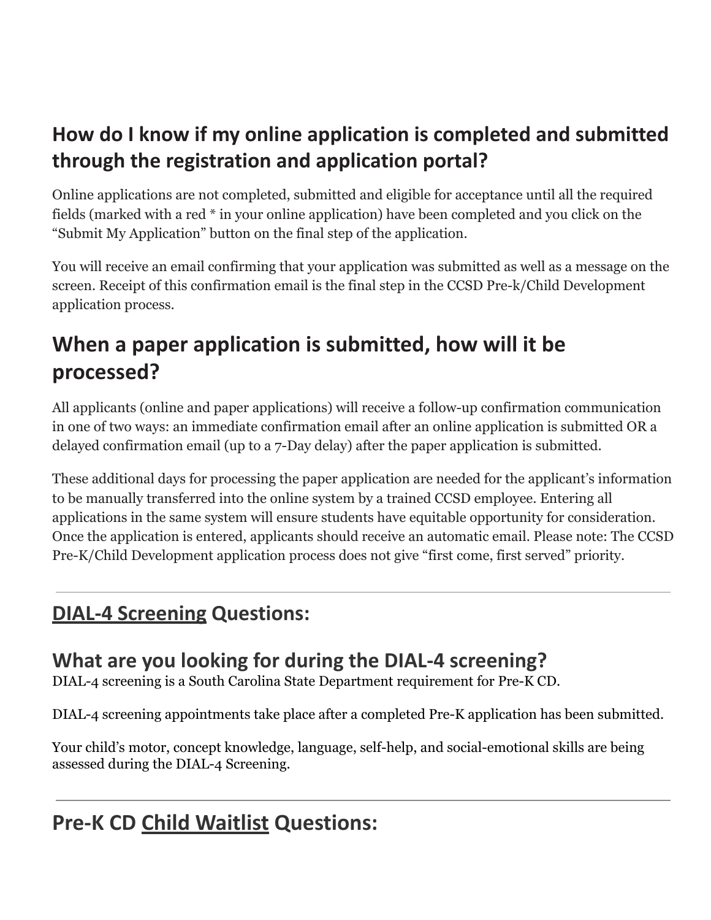## How do I know if my online application is completed and submitted through the registration and application portal?

Online applications are not completed, submitted and eligible for acceptance until all the required fields (marked with a red * in your online application) have been completed and you click on the "Submit My Application" button on the final step of the application.

You will receive an email confirming that your application was submitted as well as a message on the screen. Receipt of this confirmation email is the final step in the CCSD Pre-k/Child Development application process.

## When a paper application is submitted, how will it be processed?

All applicants (online and paper applications) will receive a follow-up confirmation communication in one of two ways: an immediate confirmation email after an online application is submitted OR a delayed confirmation email (up to a 7-Day delay) after the paper application is submitted.

These additional days for processing the paper application are needed for the applicant's information to be manually transferred into the online system by a trained CCSD employee. Entering all applications in the same system will ensure students have equitable opportunity for consideration. Once the application is entered, applicants should receive an automatic email. Please note: The CCSD Pre-K/Child Development application process does not give "first come, first served" priority.

---

## <u>DIAL-4 Screening</u> Questions:

## What are you looking for during the DIAL-4 screening?

DIAL-4 screening is a South Carolina State Department requirement for Pre-K CD.

DIAL-4 screening appointments take place after a completed Pre-K application has been submitted.

Your child's motor, concept knowledge, language, self-help, and social-emotional skills are being assessed during the DIAL-4 Screening.

---

## Pre-K CD <u>Child Waitlist</u> Questions: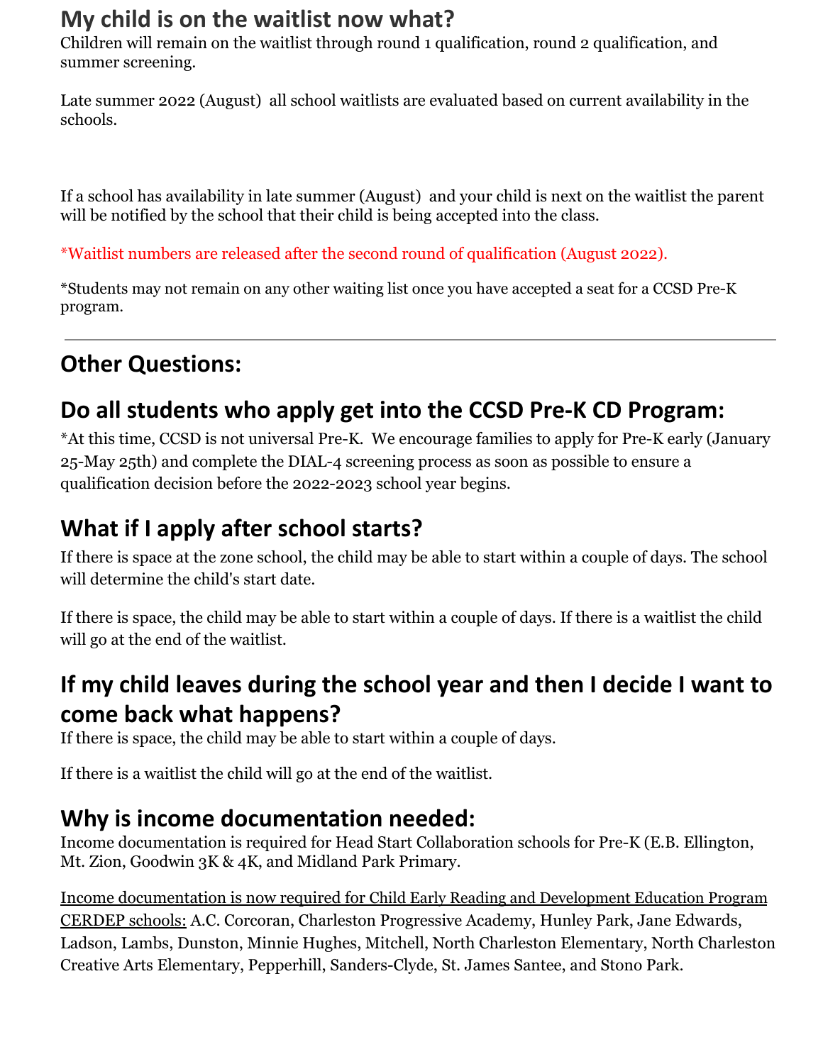## My child is on the waitlist now what?

Children will remain on the waitlist through round 1 qualification, round 2 qualification, and summer screening.

Late summer 2022 (August) all school waitlists are evaluated based on current availability in the schools.

If a school has availability in late summer (August) and your child is next on the waitlist the parent will be notified by the school that their child is being accepted into the class.

*Waitlist numbers are released after the second round of qualification (August 2022).

*Students may not remain on any other waiting list once you have accepted a seat for a CCSD Pre-K program.

---

## Other Questions:

## Do all students who apply get into the CCSD Pre-K CD Program:

*At this time, CCSD is not universal Pre-K. We encourage families to apply for Pre-K early (January 25-May 25th) and complete the DIAL-4 screening process as soon as possible to ensure a qualification decision before the 2022-2023 school year begins.

## What if I apply after school starts?

If there is space at the zone school, the child may be able to start within a couple of days. The school will determine the child's start date.

If there is space, the child may be able to start within a couple of days. If there is a waitlist the child will go at the end of the waitlist.

## If my child leaves during the school year and then I decide I want to come back what happens?

If there is space, the child may be able to start within a couple of days.

If there is a waitlist the child will go at the end of the waitlist.

## Why is income documentation needed:

Income documentation is required for Head Start Collaboration schools for Pre-K (E.B. Ellington, Mt. Zion, Goodwin 3K & 4K, and Midland Park Primary.

<u>Income documentation is now required for Child Early Reading and Development Education Program CERDEP schools:</u> A.C. Corcoran, Charleston Progressive Academy, Hunley Park, Jane Edwards, Ladson, Lambs, Dunston, Minnie Hughes, Mitchell, North Charleston Elementary, North Charleston Creative Arts Elementary, Pepperhill, Sanders-Clyde, St. James Santee, and Stono Park.